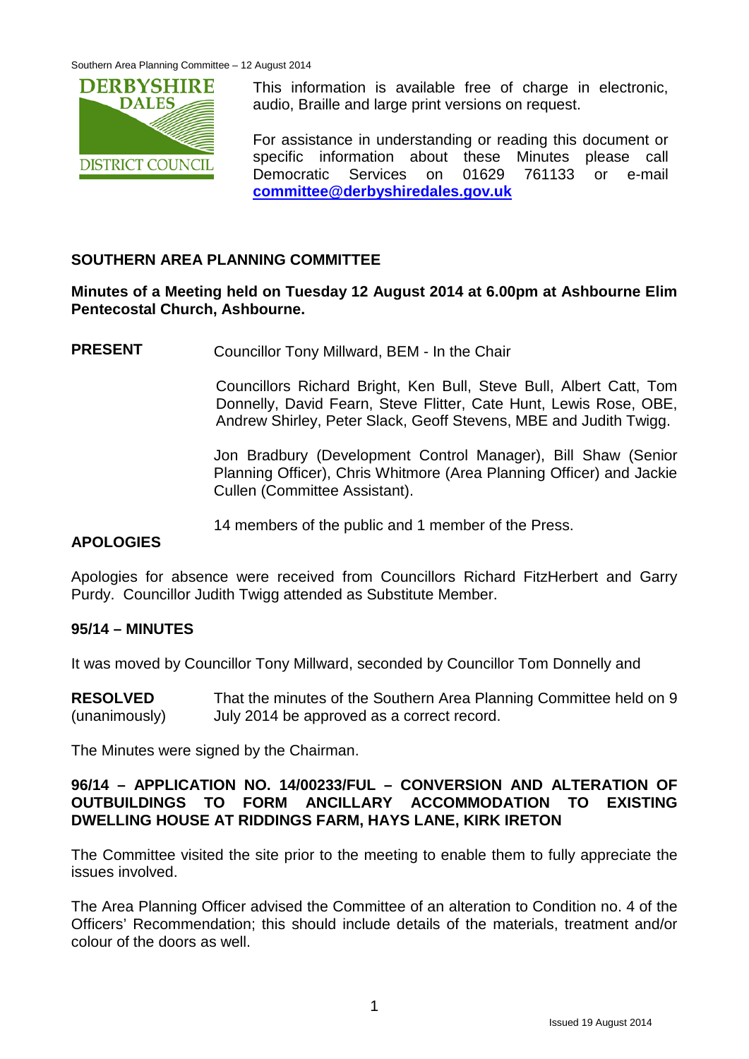This information is available free of charge in electronic, audio, Braille and large print versions on request.

For assistance in understanding or reading this document or specific information about these Minutes please call Democratic Services on 01629 761133 or e-mail **committee@derbyshiredales.gov.uk**

## SOUTHERN AREA PLANNING COMMITTEE

**Minutes of a Meeting held on Tuesday 12 August 2014 at 6.00pm at Ashbourne Elim Pentecostal Church, Ashbourne.**

**PRESENT** Councillor Tony Millward, BEM - In the Chair

Councillors Richard Bright, Ken Bull, Steve Bull, Albert Catt, Tom Donnelly, David Fearn, Steve Flitter, Cate Hunt, Lewis Rose, OBE, Andrew Shirley, Peter Slack, Geoff Stevens, MBE and Judith Twigg.

Jon Bradbury (Development Control Manager), Bill Shaw (Senior Planning Officer), Chris Whitmore (Area Planning Officer) and Jackie Cullen (Committee Assistant).

14 members of the public and 1 member of the Press.

**APOLOGIES**

Apologies for absence were received from Councillors Richard FitzHerbert and Garry Purdy. Councillor Judith Twigg attended as Substitute Member.

**95/14 – MINUTES**

It was moved by Councillor Tony Millward, seconded by Councillor Tom Donnelly and

**RESOLVED** (unanimously) That the minutes of the Southern Area Planning Committee held on 9 July 2014 be approved as a correct record.

The Minutes were signed by the Chairman.

**96/14 – APPLICATION NO. 14/00233/FUL – CONVERSION AND ALTERATION OF OUTBUILDINGS TO FORM ANCILLARY ACCOMMODATION TO EXISTING DWELLING HOUSE AT RIDDINGS FARM, HAYS LANE, KIRK IRETON**

The Committee visited the site prior to the meeting to enable them to fully appreciate the issues involved.

The Area Planning Officer advised the Committee of an alteration to Condition no. 4 of the Officers' Recommendation; this should include details of the materials, treatment and/or colour of the doors as well.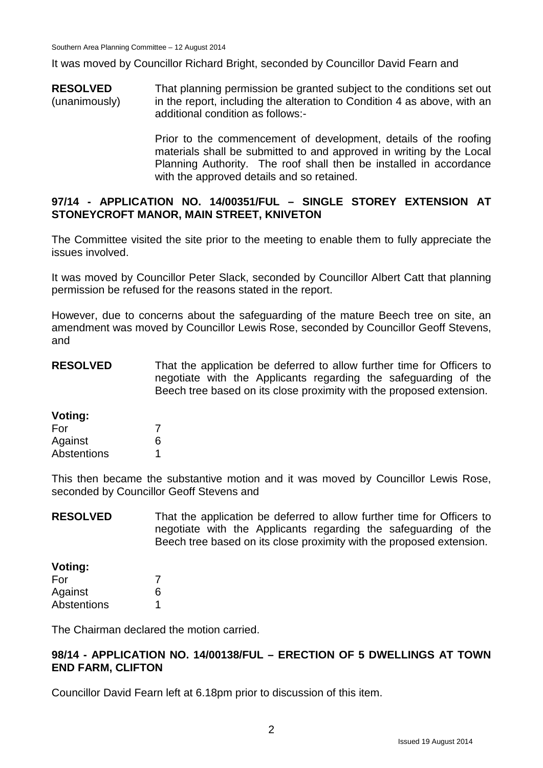It was moved by Councillor Richard Bright, seconded by Councillor David Fearn and

**RESOLVED** (unanimously)

That planning permission be granted subject to the conditions set out in the report, including the alteration to Condition 4 as above, with an additional condition as follows:-

Prior to the commencement of development, details of the roofing materials shall be submitted to and approved in writing by the Local Planning Authority. The roof shall then be installed in accordance with the approved details and so retained.

## 97/14 - APPLICATION NO. 14/00351/FUL – SINGLE STOREY EXTENSION AT STONEYCROFT MANOR, MAIN STREET, KNIVETON

The Committee visited the site prior to the meeting to enable them to fully appreciate the issues involved.

It was moved by Councillor Peter Slack, seconded by Councillor Albert Catt that planning permission be refused for the reasons stated in the report.

However, due to concerns about the safeguarding of the mature Beech tree on site, an amendment was moved by Councillor Lewis Rose, seconded by Councillor Geoff Stevens, and

**RESOLVED**

That the application be deferred to allow further time for Officers to negotiate with the Applicants regarding the safeguarding of the Beech tree based on its close proximity with the proposed extension.

**Voting:**

| | |
|---|---|
| For | 7 |
| Against | 6 |
| Abstentions | 1 |

This then became the substantive motion and it was moved by Councillor Lewis Rose, seconded by Councillor Geoff Stevens and

**RESOLVED**

That the application be deferred to allow further time for Officers to negotiate with the Applicants regarding the safeguarding of the Beech tree based on its close proximity with the proposed extension.

**Voting:**

| | |
|---|---|
| For | 7 |
| Against | 6 |
| Abstentions | 1 |

The Chairman declared the motion carried.

## 98/14 - APPLICATION NO. 14/00138/FUL – ERECTION OF 5 DWELLINGS AT TOWN END FARM, CLIFTON

Councillor David Fearn left at 6.18pm prior to discussion of this item.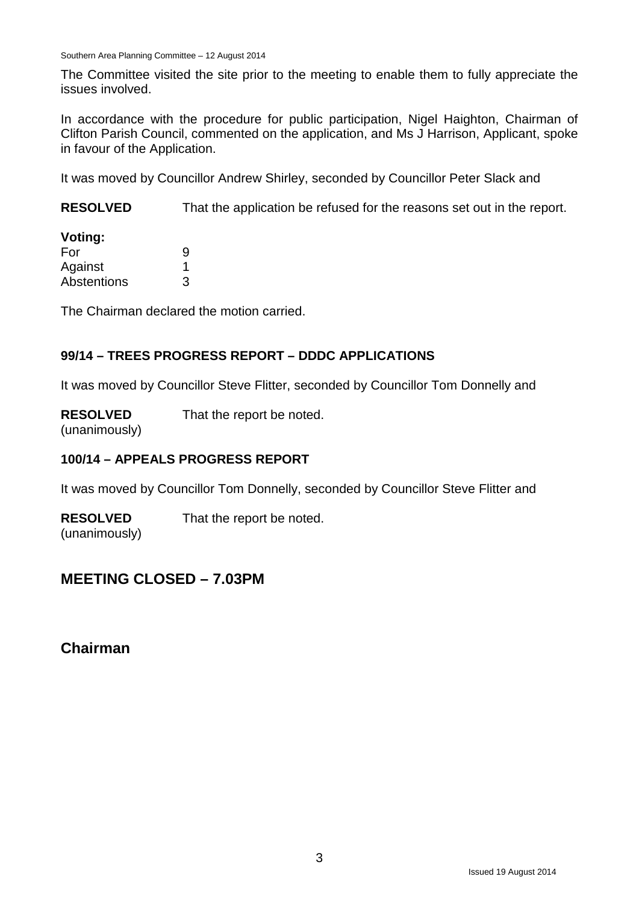The Committee visited the site prior to the meeting to enable them to fully appreciate the issues involved.

In accordance with the procedure for public participation, Nigel Haighton, Chairman of Clifton Parish Council, commented on the application, and Ms J Harrison, Applicant, spoke in favour of the Application.

It was moved by Councillor Andrew Shirley, seconded by Councillor Peter Slack and

**RESOLVED** That the application be refused for the reasons set out in the report.

**Voting:**

| | |
|---|---|
| For | 9 |
| Against | 1 |
| Abstentions | 3 |

The Chairman declared the motion carried.

### 99/14 – TREES PROGRESS REPORT – DDDC APPLICATIONS

It was moved by Councillor Steve Flitter, seconded by Councillor Tom Donnelly and

**RESOLVED** That the report be noted.
(unanimously)

### 100/14 – APPEALS PROGRESS REPORT

It was moved by Councillor Tom Donnelly, seconded by Councillor Steve Flitter and

**RESOLVED** That the report be noted.
(unanimously)

## MEETING CLOSED – 7.03PM

## Chairman